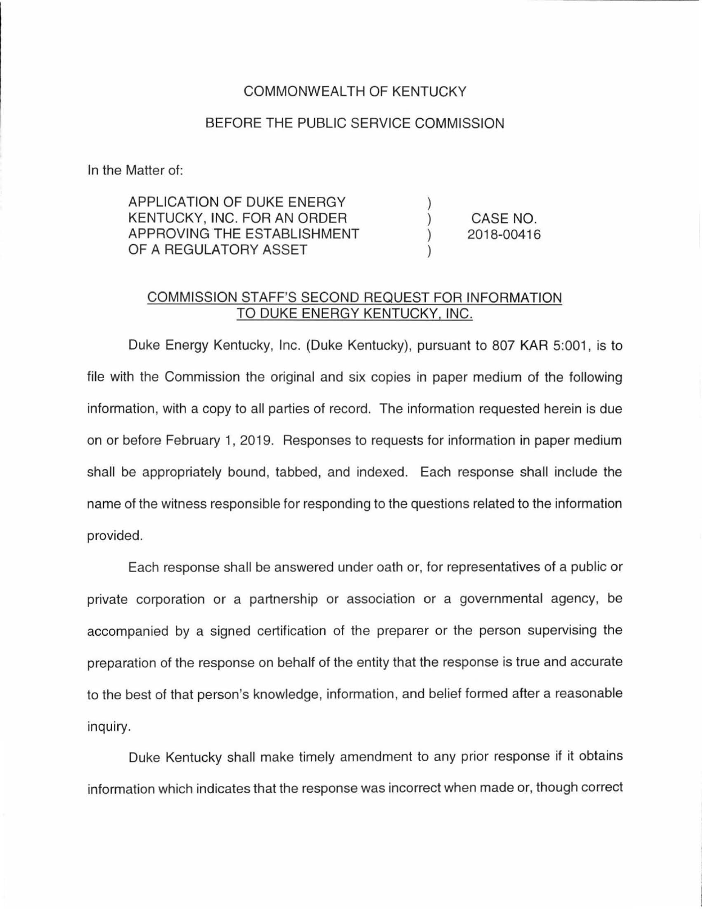COMMONWEALTH OF KENTUCKY

BEFORE THE PUBLIC SERVICE COMMISSION

In the Matter of:

| | | |
|---|---|---|
| APPLICATION OF DUKE ENERGY KENTUCKY, INC. FOR AN ORDER APPROVING THE ESTABLISHMENT OF A REGULATORY ASSET | ) ) ) ) | CASE NO. 2018-00416 |

## COMMISSION STAFF'S SECOND REQUEST FOR INFORMATION TO DUKE ENERGY KENTUCKY, INC.

Duke Energy Kentucky, Inc. (Duke Kentucky), pursuant to 807 KAR 5:001, is to file with the Commission the original and six copies in paper medium of the following information, with a copy to all parties of record. The information requested herein is due on or before February 1, 2019. Responses to requests for information in paper medium shall be appropriately bound, tabbed, and indexed. Each response shall include the name of the witness responsible for responding to the questions related to the information provided.

Each response shall be answered under oath or, for representatives of a public or private corporation or a partnership or association or a governmental agency, be accompanied by a signed certification of the preparer or the person supervising the preparation of the response on behalf of the entity that the response is true and accurate to the best of that person's knowledge, information, and belief formed after a reasonable inquiry.

Duke Kentucky shall make timely amendment to any prior response if it obtains information which indicates that the response was incorrect when made or, though correct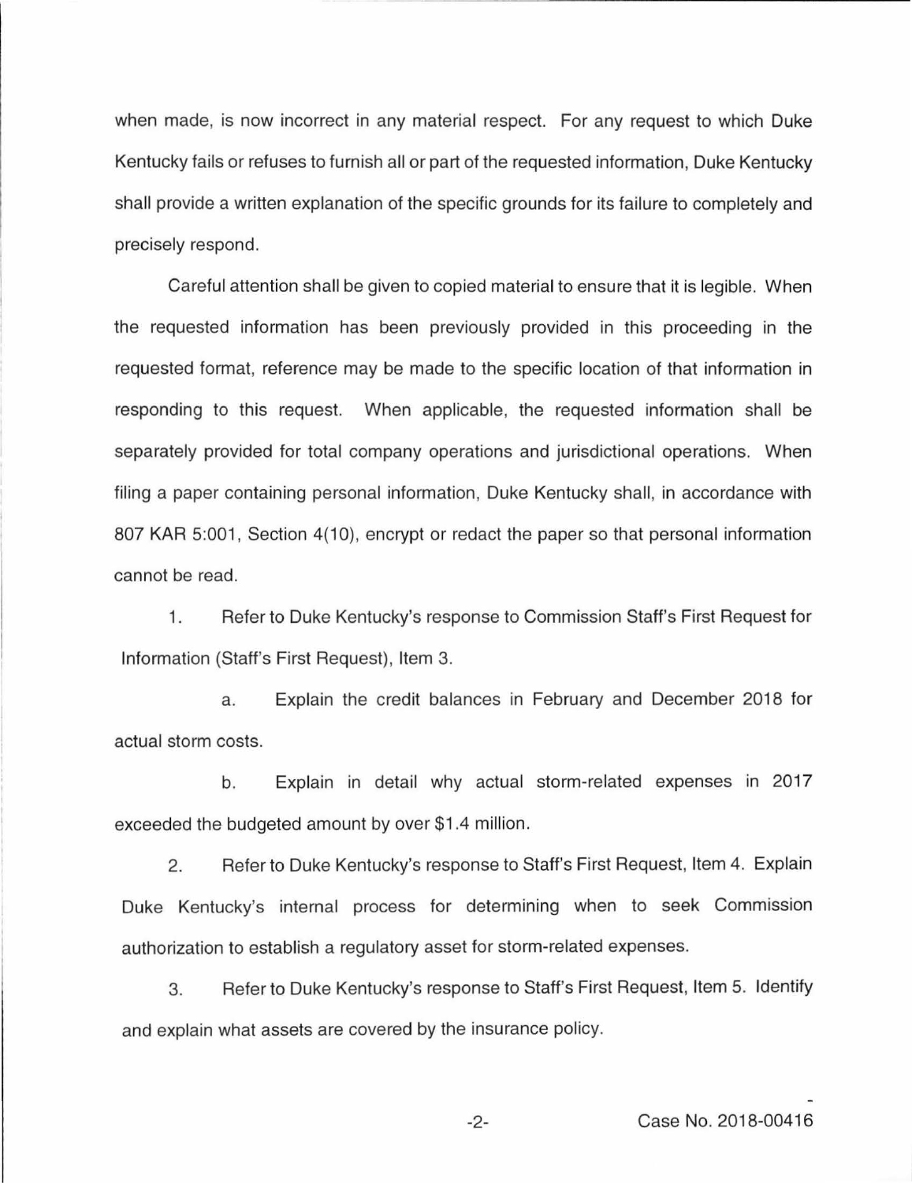when made, is now incorrect in any material respect. For any request to which Duke Kentucky fails or refuses to furnish all or part of the requested information, Duke Kentucky shall provide a written explanation of the specific grounds for its failure to completely and precisely respond.

Careful attention shall be given to copied material to ensure that it is legible. When the requested information has been previously provided in this proceeding in the requested format, reference may be made to the specific location of that information in responding to this request. When applicable, the requested information shall be separately provided for total company operations and jurisdictional operations. When filing a paper containing personal information, Duke Kentucky shall, in accordance with 807 KAR 5:001, Section 4(10), encrypt or redact the paper so that personal information cannot be read.

1. Refer to Duke Kentucky's response to Commission Staff's First Request for Information (Staff's First Request), Item 3.

   a. Explain the credit balances in February and December 2018 for actual storm costs.

   b. Explain in detail why actual storm-related expenses in 2017 exceeded the budgeted amount by over $1.4 million.

2. Refer to Duke Kentucky's response to Staff's First Request, Item 4. Explain Duke Kentucky's internal process for determining when to seek Commission authorization to establish a regulatory asset for storm-related expenses.

3. Refer to Duke Kentucky's response to Staff's First Request, Item 5. Identify and explain what assets are covered by the insurance policy.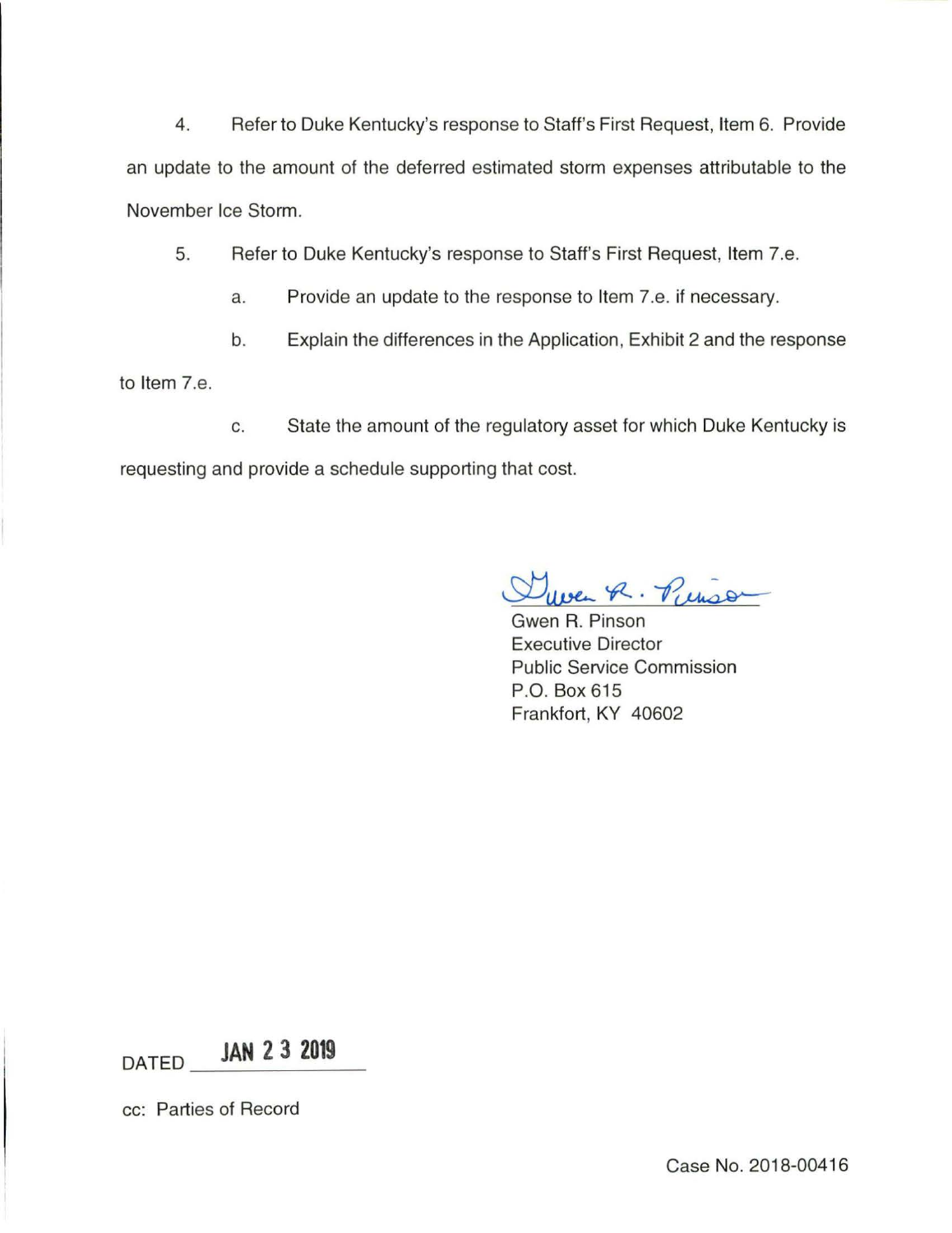4. Refer to Duke Kentucky's response to Staff's First Request, Item 6. Provide an update to the amount of the deferred estimated storm expenses attributable to the November Ice Storm.

5. Refer to Duke Kentucky's response to Staff's First Request, Item 7.e.

   a. Provide an update to the response to Item 7.e. if necessary.

   b. Explain the differences in the Application, Exhibit 2 and the response to Item 7.e.

   c. State the amount of the regulatory asset for which Duke Kentucky is requesting and provide a schedule supporting that cost.

Gwen R. Pinson
Executive Director
Public Service Commission
P.O. Box 615
Frankfort, KY 40602

DATED JAN 23 2019

cc: Parties of Record

Case No. 2018-00416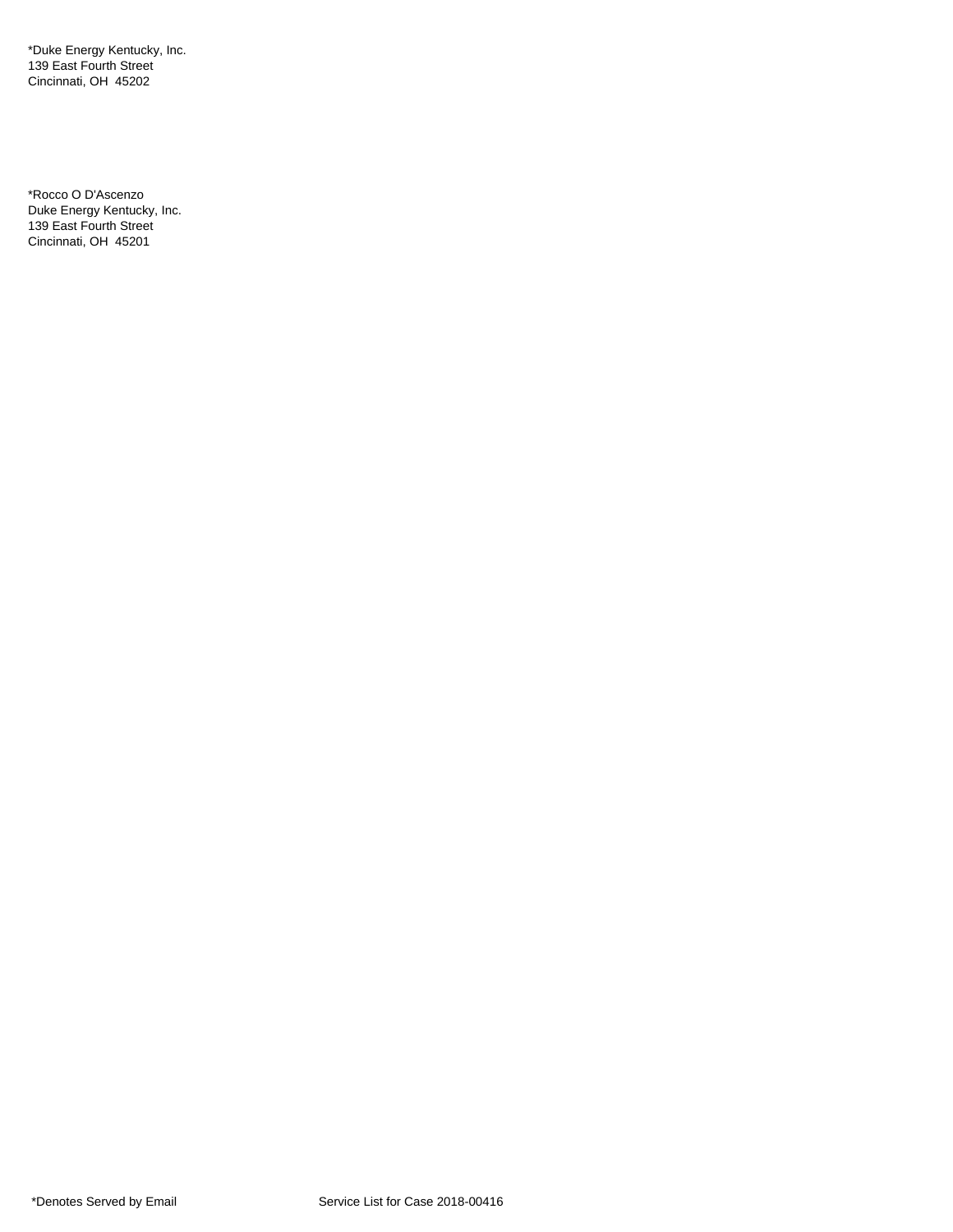*Duke Energy Kentucky, Inc.
139 East Fourth Street
Cincinnati, OH  45202

*Rocco O D'Ascenzo
Duke Energy Kentucky, Inc.
139 East Fourth Street
Cincinnati, OH  45201